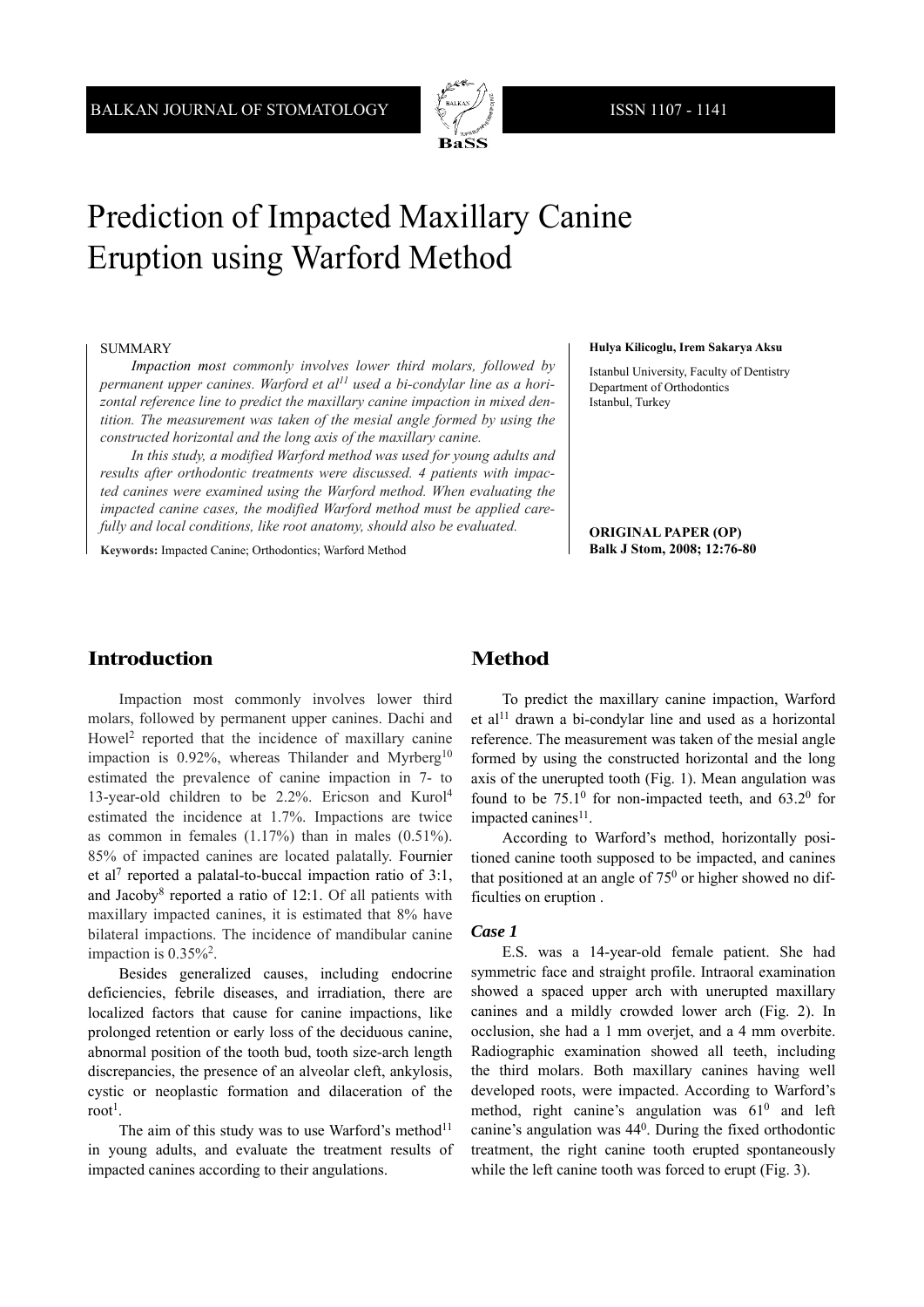# Prediction of Impacted Maxillary Canine Eruption using Warford Method

**Hulya Kilicoglu, Irem Sakarya Aksu**

Istanbul University, Faculty of Dentistry
Department of Orthodontics
Istanbul, Turkey

**ORIGINAL PAPER (OP)**
**Balk J Stom, 2008; 12:76-80**

SUMMARY

*Impaction most commonly involves lower third molars, followed by permanent upper canines. Warford et al[11] used a bi-condylar line as a horizontal reference line to predict the maxillary canine impaction in mixed dentition. The measurement was taken of the mesial angle formed by using the constructed horizontal and the long axis of the maxillary canine.*

*In this study, a modified Warford method was used for young adults and results after orthodontic treatments were discussed. 4 patients with impacted canines were examined using the Warford method. When evaluating the impacted canine cases, the modified Warford method must be applied carefully and local conditions, like root anatomy, should also be evaluated.*

**Keywords:** Impacted Canine; Orthodontics; Warford Method

## Introduction

Impaction most commonly involves lower third molars, followed by permanent upper canines. Dachi and Howel[2] reported that the incidence of maxillary canine impaction is 0.92%, whereas Thilander and Myrberg[10] estimated the prevalence of canine impaction in 7- to 13-year-old children to be 2.2%. Ericson and Kurol[4] estimated the incidence at 1.7%. Impactions are twice as common in females (1.17%) than in males (0.51%). 85% of impacted canines are located palatally. Fournier et al[7] reported a palatal-to-buccal impaction ratio of 3:1, and Jacoby[8] reported a ratio of 12:1. Of all patients with maxillary impacted canines, it is estimated that 8% have bilateral impactions. The incidence of mandibular canine impaction is 0.35%[2].

Besides generalized causes, including endocrine deficiencies, febrile diseases, and irradiation, there are localized factors that cause for canine impactions, like prolonged retention or early loss of the deciduous canine, abnormal position of the tooth bud, tooth size-arch length discrepancies, the presence of an alveolar cleft, ankylosis, cystic or neoplastic formation and dilaceration of the root[1].

The aim of this study was to use Warford's method[11] in young adults, and evaluate the treatment results of impacted canines according to their angulations.

## Method

To predict the maxillary canine impaction, Warford et al[11] drawn a bi-condylar line and used as a horizontal reference. The measurement was taken of the mesial angle formed by using the constructed horizontal and the long axis of the unerupted tooth (Fig. 1). Mean angulation was found to be $75.1^0$ for non-impacted teeth, and $63.2^0$ for impacted canines[11].

According to Warford's method, horizontally positioned canine tooth supposed to be impacted, and canines that positioned at an angle of $75^0$ or higher showed no difficulties on eruption .

### *Case 1*

E.S. was a 14-year-old female patient. She had symmetric face and straight profile. Intraoral examination showed a spaced upper arch with unerupted maxillary canines and a mildly crowded lower arch (Fig. 2). In occlusion, she had a 1 mm overjet, and a 4 mm overbite. Radiographic examination showed all teeth, including the third molars. Both maxillary canines having well developed roots, were impacted. According to Warford's method, right canine's angulation was $61^0$ and left canine's angulation was $44^0$. During the fixed orthodontic treatment, the right canine tooth erupted spontaneously while the left canine tooth was forced to erupt (Fig. 3).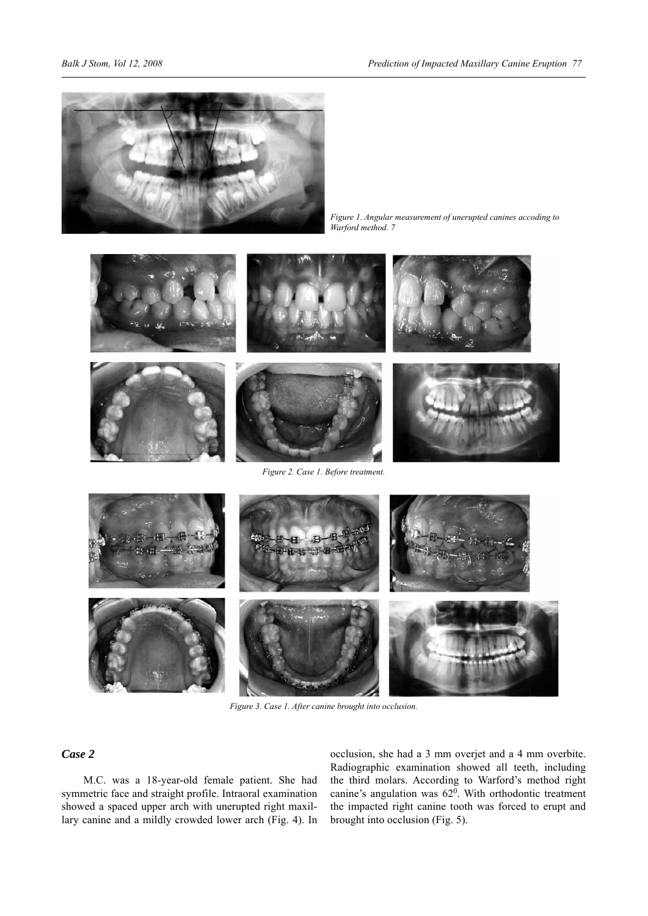Figure 1. Angular measurement of unerupted canines accoding to Warford method. 7

Figure 2. Case 1. Before treatment.

Figure 3. Case 1. After canine brought into occlusion.

### Case 2

M.C. was a 18-year-old female patient. She had symmetric face and straight profile. Intraoral examination showed a spaced upper arch with unerupted right maxillary canine and a mildly crowded lower arch (Fig. 4). In occlusion, she had a 3 mm overjet and a 4 mm overbite. Radiographic examination showed all teeth, including the third molars. According to Warford's method right canine's angulation was $62^0$. With orthodontic treatment the impacted right canine tooth was forced to erupt and brought into occlusion (Fig. 5).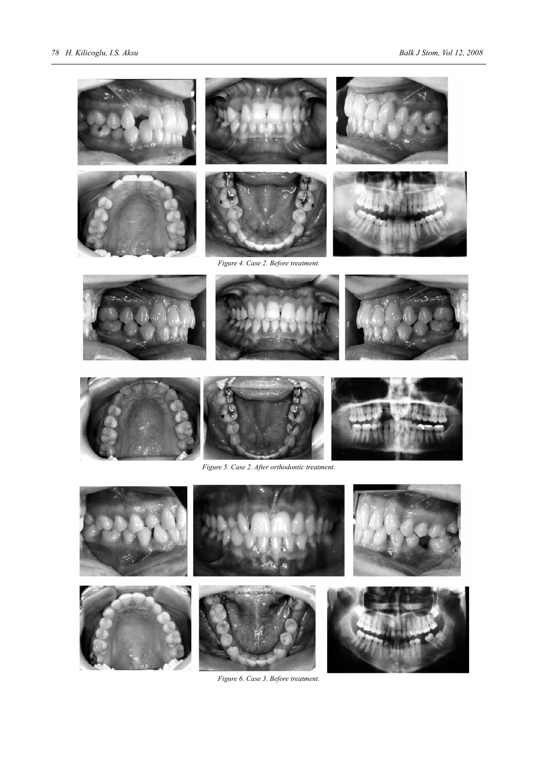Figure 4. Case 2. Before treatment.

Figure 5. Case 2. After orthodontic treatment.

Figure 6. Case 3. Before treatment.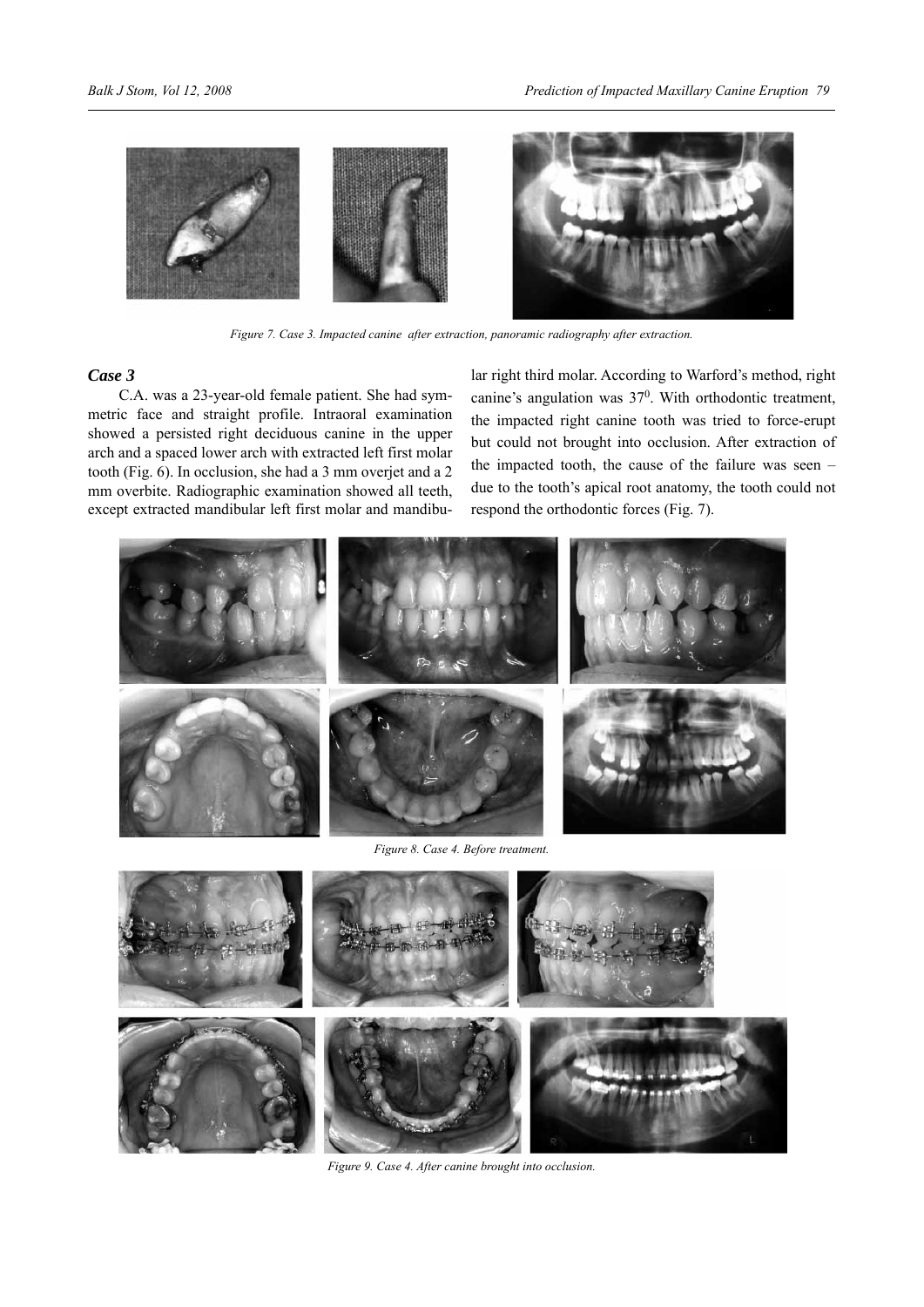Figure 7. Case 3. Impacted canine after extraction, panoramic radiography after extraction.

### Case 3

C.A. was a 23-year-old female patient. She had symmetric face and straight profile. Intraoral examination showed a persisted right deciduous canine in the upper arch and a spaced lower arch with extracted left first molar tooth (Fig. 6). In occlusion, she had a 3 mm overjet and a 2 mm overbite. Radiographic examination showed all teeth, except extracted mandibular left first molar and mandibular right third molar. According to Warford's method, right canine's angulation was $37^0$. With orthodontic treatment, the impacted right canine tooth was tried to force-erupt but could not brought into occlusion. After extraction of the impacted tooth, the cause of the failure was seen – due to the tooth's apical root anatomy, the tooth could not respond the orthodontic forces (Fig. 7).

Figure 8. Case 4. Before treatment.

Figure 9. Case 4. After canine brought into occlusion.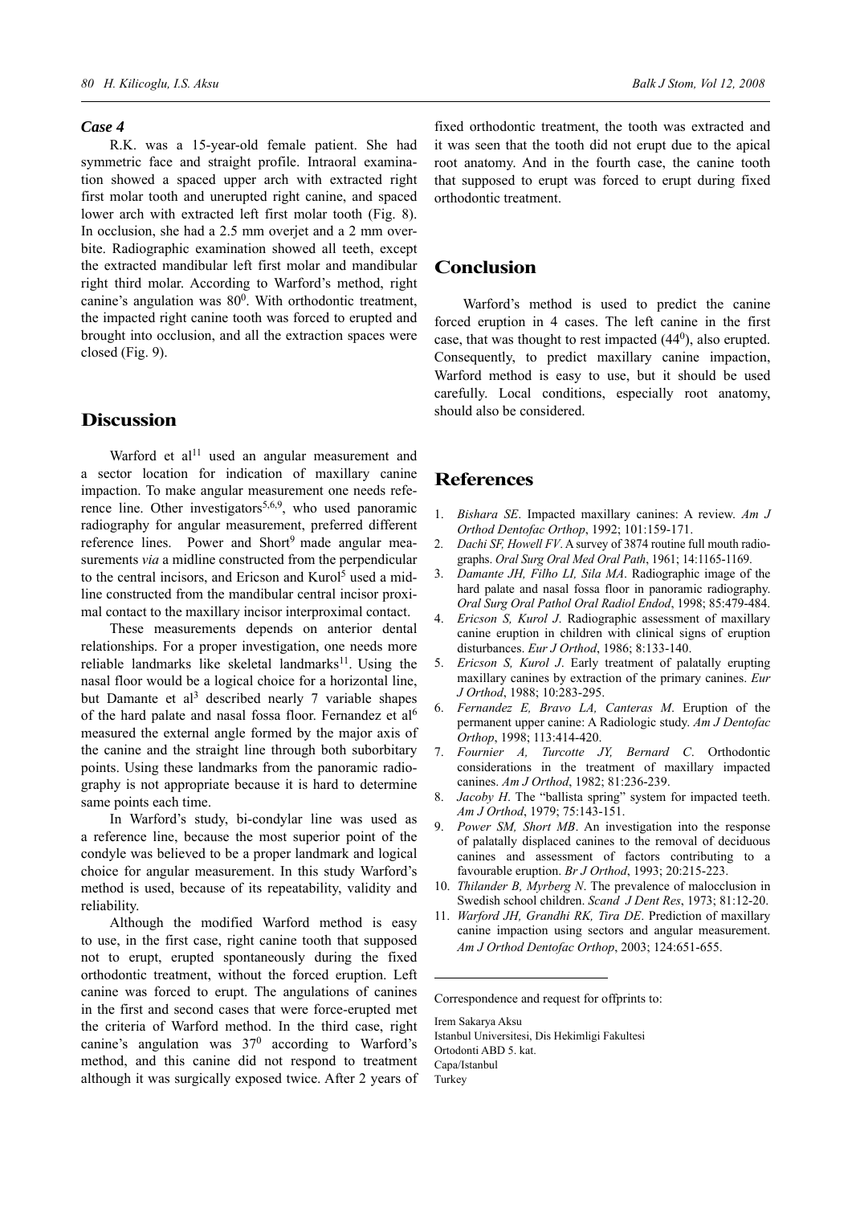### Case 4

R.K. was a 15-year-old female patient. She had symmetric face and straight profile. Intraoral examination showed a spaced upper arch with extracted right first molar tooth and unerupted right canine, and spaced lower arch with extracted left first molar tooth (Fig. 8). In occlusion, she had a 2.5 mm overjet and a 2 mm overbite. Radiographic examination showed all teeth, except the extracted mandibular left first molar and mandibular right third molar. According to Warford's method, right canine's angulation was $80^0$. With orthodontic treatment, the impacted right canine tooth was forced to erupted and brought into occlusion, and all the extraction spaces were closed (Fig. 9).

## Discussion

Warford et al[11] used an angular measurement and a sector location for indication of maxillary canine impaction. To make angular measurement one needs reference line. Other investigators[5,6,9], who used panoramic radiography for angular measurement, preferred different reference lines. Power and Short[9] made angular measurements *via* a midline constructed from the perpendicular to the central incisors, and Ericson and Kurol[5] used a midline constructed from the mandibular central incisor proximal contact to the maxillary incisor interproximal contact.

These measurements depends on anterior dental relationships. For a proper investigation, one needs more reliable landmarks like skeletal landmarks[11]. Using the nasal floor would be a logical choice for a horizontal line, but Damante et al[3] described nearly 7 variable shapes of the hard palate and nasal fossa floor. Fernandez et al[6] measured the external angle formed by the major axis of the canine and the straight line through both suborbitary points. Using these landmarks from the panoramic radiography is not appropriate because it is hard to determine same points each time.

In Warford's study, bi-condylar line was used as a reference line, because the most superior point of the condyle was believed to be a proper landmark and logical choice for angular measurement. In this study Warford's method is used, because of its repeatability, validity and reliability.

Although the modified Warford method is easy to use, in the first case, right canine tooth that supposed not to erupt, erupted spontaneously during the fixed orthodontic treatment, without the forced eruption. Left canine was forced to erupt. The angulations of canines in the first and second cases that were force-erupted met the criteria of Warford method. In the third case, right canine's angulation was $37^0$ according to Warford's method, and this canine did not respond to treatment although it was surgically exposed twice. After 2 years of fixed orthodontic treatment, the tooth was extracted and it was seen that the tooth did not erupt due to the apical root anatomy. And in the fourth case, the canine tooth that supposed to erupt was forced to erupt during fixed orthodontic treatment.

## Conclusion

Warford's method is used to predict the canine forced eruption in 4 cases. The left canine in the first case, that was thought to rest impacted ($44^0$), also erupted. Consequently, to predict maxillary canine impaction, Warford method is easy to use, but it should be used carefully. Local conditions, especially root anatomy, should also be considered.

## References

1. *Bishara SE*. Impacted maxillary canines: A review. *Am J Orthod Dentofac Orthop*, 1992; 101:159-171.
2. *Dachi SF, Howell FV*. A survey of 3874 routine full mouth radiographs. *Oral Surg Oral Med Oral Path*, 1961; 14:1165-1169.
3. *Damante JH, Filho LI, Sila MA*. Radiographic image of the hard palate and nasal fossa floor in panoramic radiography. *Oral Surg Oral Pathol Oral Radiol Endod*, 1998; 85:479-484.
4. *Ericson S, Kurol J*. Radiographic assessment of maxillary canine eruption in children with clinical signs of eruption disturbances. *Eur J Orthod*, 1986; 8:133-140.
5. *Ericson S, Kurol J*. Early treatment of palatally erupting maxillary canines by extraction of the primary canines. *Eur J Orthod*, 1988; 10:283-295.
6. *Fernandez E, Bravo LA, Canteras M*. Eruption of the permanent upper canine: A Radiologic study. *Am J Dentofac Orthop*, 1998; 113:414-420.
7. *Fournier A, Turcotte JY, Bernard C*. Orthodontic considerations in the treatment of maxillary impacted canines. *Am J Orthod*, 1982; 81:236-239.
8. *Jacoby H*. The "ballista spring" system for impacted teeth. *Am J Orthod*, 1979; 75:143-151.
9. *Power SM, Short MB*. An investigation into the response of palatally displaced canines to the removal of deciduous canines and assessment of factors contributing to a favourable eruption. *Br J Orthod*, 1993; 20:215-223.
10. *Thilander B, Myrberg N*. The prevalence of malocclusion in Swedish school children. *Scand J Dent Res*, 1973; 81:12-20.
11. *Warford JH, Grandhi RK, Tira DE*. Prediction of maxillary canine impaction using sectors and angular measurement. *Am J Orthod Dentofac Orthop*, 2003; 124:651-655.

---

Correspondence and request for offprints to:

Irem Sakarya Aksu
Istanbul Universitesi, Dis Hekimligi Fakultesi
Ortodonti ABD 5. kat.
Capa/Istanbul
Turkey